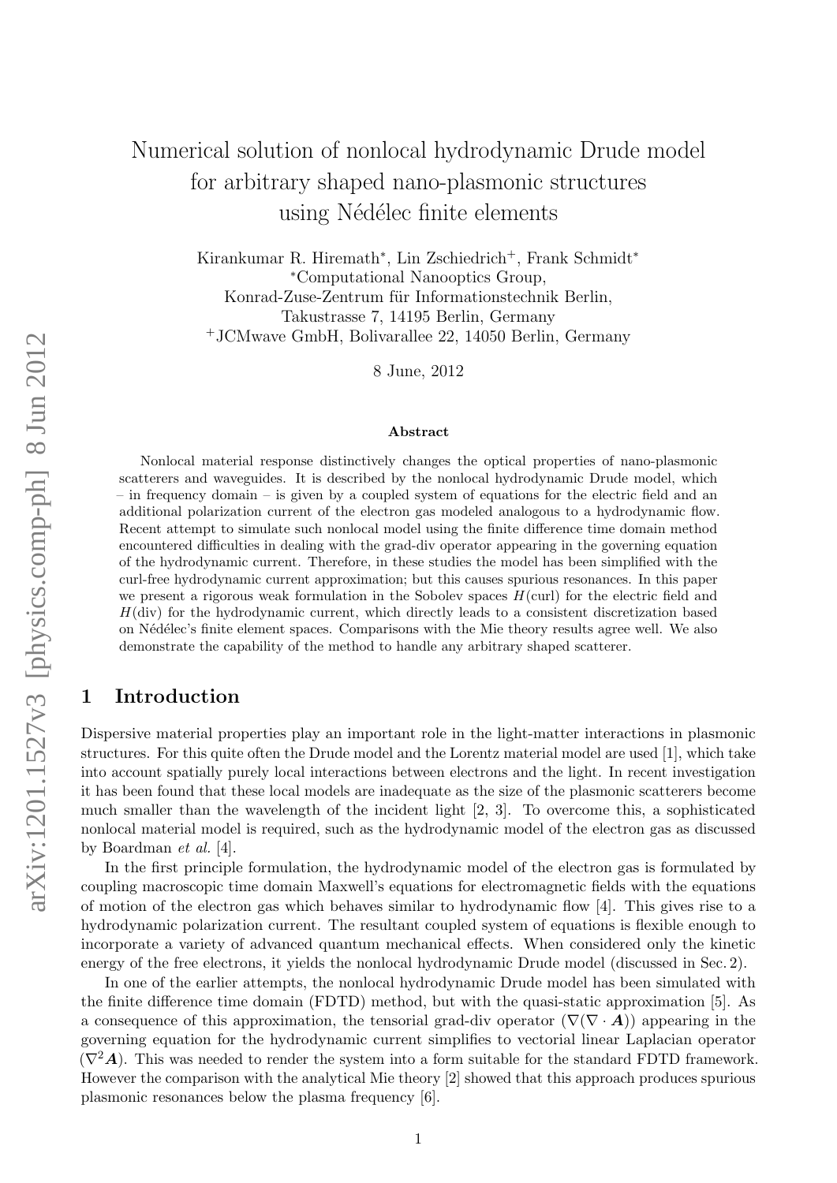# Numerical solution of nonlocal hydrodynamic Drude model for arbitrary shaped nano-plasmonic structures using Nédélec finite elements

Kirankumar R. Hiremath*, Lin Zschiedrich+, Frank Schmidt*

*Computational Nanooptics Group,
Konrad-Zuse-Zentrum für Informationstechnik Berlin,
Takustrasse 7, 14195 Berlin, Germany

+JCMwave GmbH, Bolivarallee 22, 14050 Berlin, Germany

8 June, 2012

### Abstract

Nonlocal material response distinctively changes the optical properties of nano-plasmonic scatterers and waveguides. It is described by the nonlocal hydrodynamic Drude model, which – in frequency domain – is given by a coupled system of equations for the electric field and an additional polarization current of the electron gas modeled analogous to a hydrodynamic flow. Recent attempt to simulate such nonlocal model using the finite difference time domain method encountered difficulties in dealing with the grad-div operator appearing in the governing equation of the hydrodynamic current. Therefore, in these studies the model has been simplified with the curl-free hydrodynamic current approximation; but this causes spurious resonances. In this paper we present a rigorous weak formulation in the Sobolev spaces $H(\mathrm{curl})$ for the electric field and $H(\mathrm{div})$ for the hydrodynamic current, which directly leads to a consistent discretization based on Nédélec's finite element spaces. Comparisons with the Mie theory results agree well. We also demonstrate the capability of the method to handle any arbitrary shaped scatterer.

## 1 Introduction

Dispersive material properties play an important role in the light-matter interactions in plasmonic structures. For this quite often the Drude model and the Lorentz material model are used [1], which take into account spatially purely local interactions between electrons and the light. In recent investigation it has been found that these local models are inadequate as the size of the plasmonic scatterers become much smaller than the wavelength of the incident light [2, 3]. To overcome this, a sophisticated nonlocal material model is required, such as the hydrodynamic model of the electron gas as discussed by Boardman *et al.* [4].

In the first principle formulation, the hydrodynamic model of the electron gas is formulated by coupling macroscopic time domain Maxwell's equations for electromagnetic fields with the equations of motion of the electron gas which behaves similar to hydrodynamic flow [4]. This gives rise to a hydrodynamic polarization current. The resultant coupled system of equations is flexible enough to incorporate a variety of advanced quantum mechanical effects. When considered only the kinetic energy of the free electrons, it yields the nonlocal hydrodynamic Drude model (discussed in Sec. 2).

In one of the earlier attempts, the nonlocal hydrodynamic Drude model has been simulated with the finite difference time domain (FDTD) method, but with the quasi-static approximation [5]. As a consequence of this approximation, the tensorial grad-div operator ($\nabla(\nabla\cdot\boldsymbol{A})$) appearing in the governing equation for the hydrodynamic current simplifies to vectorial linear Laplacian operator ($\nabla^2\boldsymbol{A}$). This was needed to render the system into a form suitable for the standard FDTD framework. However the comparison with the analytical Mie theory [2] showed that this approach produces spurious plasmonic resonances below the plasma frequency [6].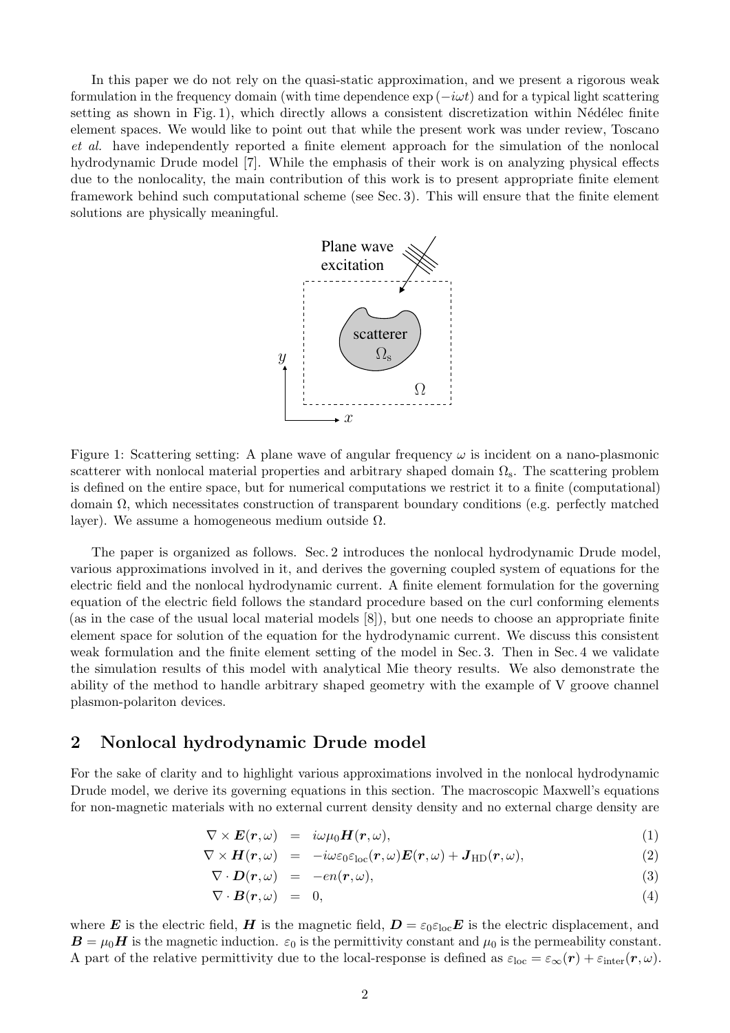In this paper we do not rely on the quasi-static approximation, and we present a rigorous weak formulation in the frequency domain (with time dependence $\exp(-i\omega t)$ and for a typical light scattering setting as shown in Fig. 1), which directly allows a consistent discretization within Nédélec finite element spaces. We would like to point out that while the present work was under review, Toscano *et al.* have independently reported a finite element approach for the simulation of the nonlocal hydrodynamic Drude model [7]. While the emphasis of their work is on analyzing physical effects due to the nonlocality, the main contribution of this work is to present appropriate finite element framework behind such computational scheme (see Sec. 3). This will ensure that the finite element solutions are physically meaningful.

Figure 1: Scattering setting: A plane wave of angular frequency $\omega$ is incident on a nano-plasmonic scatterer with nonlocal material properties and arbitrary shaped domain $\Omega_{\text{s}}$. The scattering problem is defined on the entire space, but for numerical computations we restrict it to a finite (computational) domain $\Omega$, which necessitates construction of transparent boundary conditions (e.g. perfectly matched layer). We assume a homogeneous medium outside $\Omega$.

The paper is organized as follows. Sec. 2 introduces the nonlocal hydrodynamic Drude model, various approximations involved in it, and derives the governing coupled system of equations for the electric field and the nonlocal hydrodynamic current. A finite element formulation for the governing equation of the electric field follows the standard procedure based on the curl conforming elements (as in the case of the usual local material models [8]), but one needs to choose an appropriate finite element space for solution of the equation for the hydrodynamic current. We discuss this consistent weak formulation and the finite element setting of the model in Sec. 3. Then in Sec. 4 we validate the simulation results of this model with analytical Mie theory results. We also demonstrate the ability of the method to handle arbitrary shaped geometry with the example of V groove channel plasmon-polariton devices.

## 2 Nonlocal hydrodynamic Drude model

For the sake of clarity and to highlight various approximations involved in the nonlocal hydrodynamic Drude model, we derive its governing equations in this section. The macroscopic Maxwell's equations for non-magnetic materials with no external current density density and no external charge density are

$$
\begin{aligned}
\nabla \times \boldsymbol{E}(\boldsymbol{r},\omega) &= i\omega\mu_0 \boldsymbol{H}(\boldsymbol{r},\omega), && (1)\\
\nabla \times \boldsymbol{H}(\boldsymbol{r},\omega) &= -i\omega\varepsilon_0\varepsilon_{\text{loc}}(\boldsymbol{r},\omega)\boldsymbol{E}(\boldsymbol{r},\omega) + \boldsymbol{J}_{\text{HD}}(\boldsymbol{r},\omega), && (2)\\
\nabla \cdot \boldsymbol{D}(\boldsymbol{r},\omega) &= -en(\boldsymbol{r},\omega), && (3)\\
\nabla \cdot \boldsymbol{B}(\boldsymbol{r},\omega) &= 0, && (4)
\end{aligned}
$$

where $\boldsymbol{E}$ is the electric field, $\boldsymbol{H}$ is the magnetic field, $\boldsymbol{D} = \varepsilon_0\varepsilon_{\text{loc}}\boldsymbol{E}$ is the electric displacement, and $\boldsymbol{B} = \mu_0\boldsymbol{H}$ is the magnetic induction. $\varepsilon_0$ is the permittivity constant and $\mu_0$ is the permeability constant. A part of the relative permittivity due to the local-response is defined as $\varepsilon_{\text{loc}} = \varepsilon_\infty(\boldsymbol{r}) + \varepsilon_{\text{inter}}(\boldsymbol{r},\omega)$.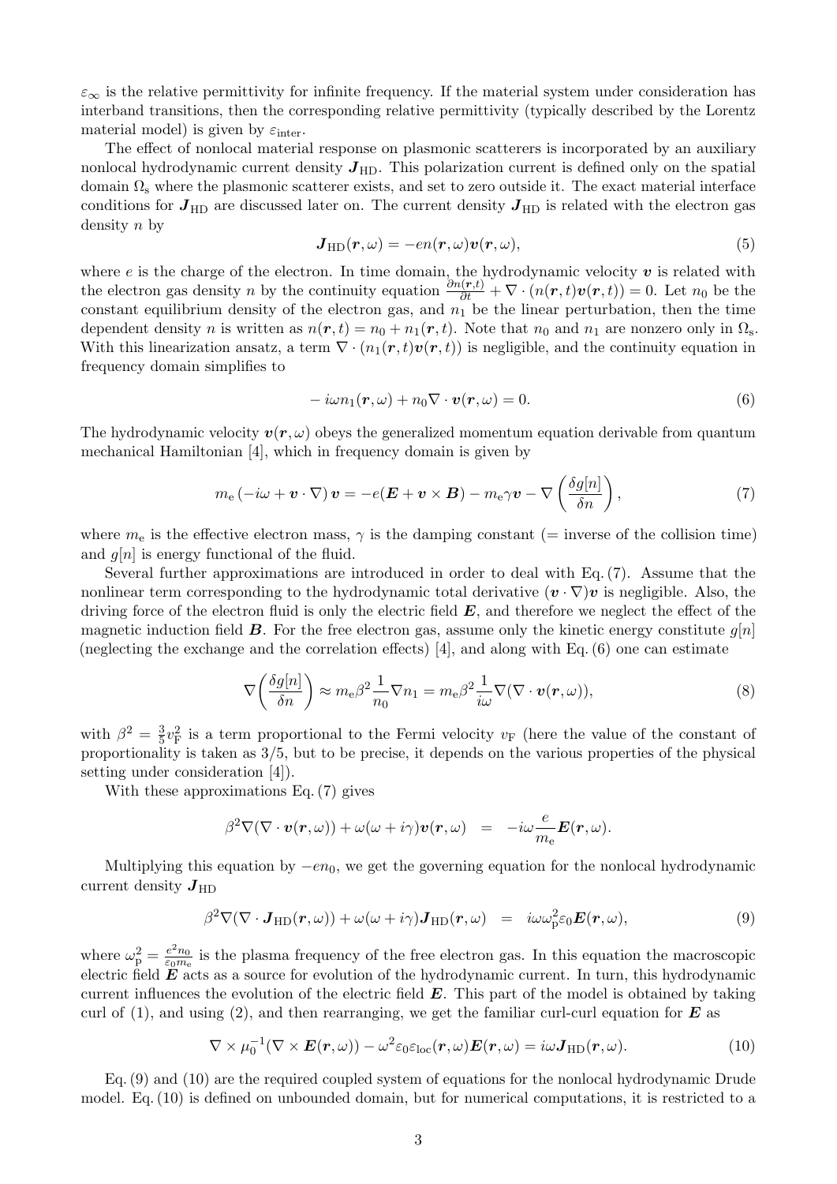$\varepsilon_\infty$ is the relative permittivity for infinite frequency. If the material system under consideration has interband transitions, then the corresponding relative permittivity (typically described by the Lorentz material model) is given by $\varepsilon_{\text{inter}}$.

The effect of nonlocal material response on plasmonic scatterers is incorporated by an auxiliary nonlocal hydrodynamic current density $\boldsymbol{J}_{\text{HD}}$. This polarization current is defined only on the spatial domain $\Omega_{\text{s}}$ where the plasmonic scatterer exists, and set to zero outside it. The exact material interface conditions for $\boldsymbol{J}_{\text{HD}}$ are discussed later on. The current density $\boldsymbol{J}_{\text{HD}}$ is related with the electron gas density $n$ by

$$\boldsymbol{J}_{\text{HD}}(\boldsymbol{r},\omega) = -en(\boldsymbol{r},\omega)\boldsymbol{v}(\boldsymbol{r},\omega), \tag{5}$$

where $e$ is the charge of the electron. In time domain, the hydrodynamic velocity $\boldsymbol{v}$ is related with the electron gas density $n$ by the continuity equation $\frac{\partial n(\boldsymbol{r},t)}{\partial t} + \nabla\cdot(n(\boldsymbol{r},t)\boldsymbol{v}(\boldsymbol{r},t)) = 0$. Let $n_0$ be the constant equilibrium density of the electron gas, and $n_1$ be the linear perturbation, then the time dependent density $n$ is written as $n(\boldsymbol{r},t) = n_0 + n_1(\boldsymbol{r},t)$. Note that $n_0$ and $n_1$ are nonzero only in $\Omega_{\text{s}}$. With this linearization ansatz, a term $\nabla\cdot(n_1(\boldsymbol{r},t)\boldsymbol{v}(\boldsymbol{r},t))$ is negligible, and the continuity equation in frequency domain simplifies to

$$-i\omega n_1(\boldsymbol{r},\omega) + n_0\nabla\cdot\boldsymbol{v}(\boldsymbol{r},\omega) = 0. \tag{6}$$

The hydrodynamic velocity $\boldsymbol{v}(\boldsymbol{r},\omega)$ obeys the generalized momentum equation derivable from quantum mechanical Hamiltonian [4], which in frequency domain is given by

$$m_{\text{e}}\left(-i\omega + \boldsymbol{v}\cdot\nabla\right)\boldsymbol{v} = -e(\boldsymbol{E} + \boldsymbol{v}\times\boldsymbol{B}) - m_{\text{e}}\gamma\boldsymbol{v} - \nabla\left(\frac{\delta g[n]}{\delta n}\right), \tag{7}$$

where $m_{\text{e}}$ is the effective electron mass, $\gamma$ is the damping constant (= inverse of the collision time) and $g[n]$ is energy functional of the fluid.

Several further approximations are introduced in order to deal with Eq. (7). Assume that the nonlinear term corresponding to the hydrodynamic total derivative $(\boldsymbol{v}\cdot\nabla)\boldsymbol{v}$ is negligible. Also, the driving force of the electron fluid is only the electric field $\boldsymbol{E}$, and therefore we neglect the effect of the magnetic induction field $\boldsymbol{B}$. For the free electron gas, assume only the kinetic energy constitute $g[n]$ (neglecting the exchange and the correlation effects) [4], and along with Eq. (6) one can estimate

$$\nabla\left(\frac{\delta g[n]}{\delta n}\right) \approx m_{\text{e}}\beta^2\frac{1}{n_0}\nabla n_1 = m_{\text{e}}\beta^2\frac{1}{i\omega}\nabla(\nabla\cdot\boldsymbol{v}(\boldsymbol{r},\omega)), \tag{8}$$

with $\beta^2 = \frac{3}{5}v_{\text{F}}^2$ is a term proportional to the Fermi velocity $v_{\text{F}}$ (here the value of the constant of proportionality is taken as $3/5$, but to be precise, it depends on the various properties of the physical setting under consideration [4]).

With these approximations Eq. (7) gives

$$\beta^2\nabla(\nabla\cdot\boldsymbol{v}(\boldsymbol{r},\omega)) + \omega(\omega+i\gamma)\boldsymbol{v}(\boldsymbol{r},\omega) \;=\; -i\omega\frac{e}{m_{\text{e}}}\boldsymbol{E}(\boldsymbol{r},\omega).$$

Multiplying this equation by $-en_0$, we get the governing equation for the nonlocal hydrodynamic current density $\boldsymbol{J}_{\text{HD}}$

$$\beta^2\nabla(\nabla\cdot\boldsymbol{J}_{\text{HD}}(\boldsymbol{r},\omega)) + \omega(\omega+i\gamma)\boldsymbol{J}_{\text{HD}}(\boldsymbol{r},\omega) \;=\; i\omega\omega_{\text{p}}^2\varepsilon_0\boldsymbol{E}(\boldsymbol{r},\omega), \tag{9}$$

where $\omega_{\text{p}}^2 = \frac{e^2 n_0}{\varepsilon_0 m_{\text{e}}}$ is the plasma frequency of the free electron gas. In this equation the macroscopic electric field $\boldsymbol{E}$ acts as a source for evolution of the hydrodynamic current. In turn, this hydrodynamic current influences the evolution of the electric field $\boldsymbol{E}$. This part of the model is obtained by taking curl of (1), and using (2), and then rearranging, we get the familiar curl-curl equation for $\boldsymbol{E}$ as

$$\nabla\times\mu_0^{-1}(\nabla\times\boldsymbol{E}(\boldsymbol{r},\omega)) - \omega^2\varepsilon_0\varepsilon_{\text{loc}}(\boldsymbol{r},\omega)\boldsymbol{E}(\boldsymbol{r},\omega) = i\omega\boldsymbol{J}_{\text{HD}}(\boldsymbol{r},\omega). \tag{10}$$

Eq. (9) and (10) are the required coupled system of equations for the nonlocal hydrodynamic Drude model. Eq. (10) is defined on unbounded domain, but for numerical computations, it is restricted to a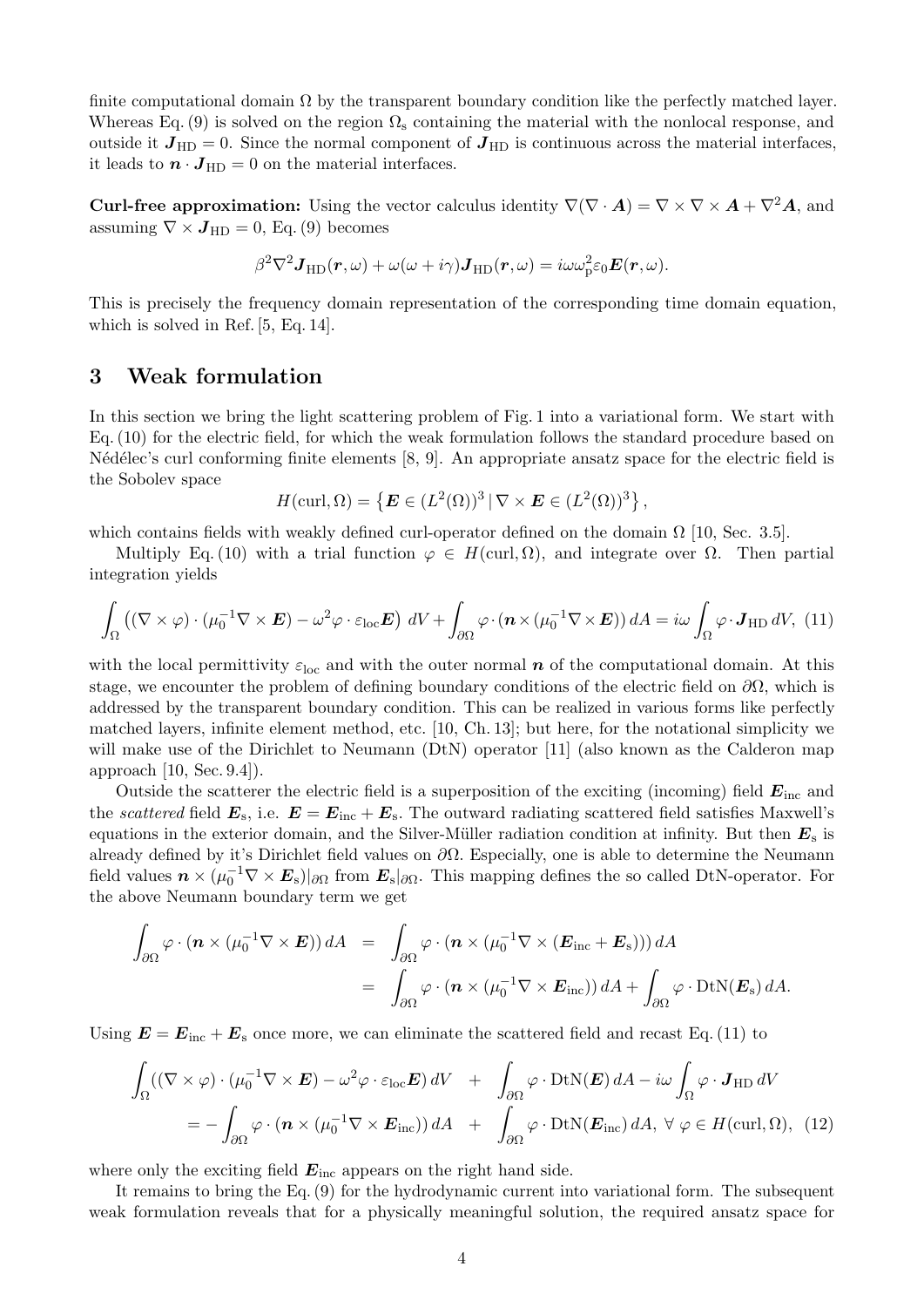finite computational domain $\Omega$ by the transparent boundary condition like the perfectly matched layer. Whereas Eq. (9) is solved on the region $\Omega_{\mathrm{s}}$ containing the material with the nonlocal response, and outside it $\boldsymbol{J}_{\mathrm{HD}} = 0$. Since the normal component of $\boldsymbol{J}_{\mathrm{HD}}$ is continuous across the material interfaces, it leads to $\boldsymbol{n} \cdot \boldsymbol{J}_{\mathrm{HD}} = 0$ on the material interfaces.

**Curl-free approximation:** Using the vector calculus identity $\nabla(\nabla \cdot \boldsymbol{A}) = \nabla \times \nabla \times \boldsymbol{A} + \nabla^2 \boldsymbol{A}$, and assuming $\nabla \times \boldsymbol{J}_{\mathrm{HD}} = 0$, Eq. (9) becomes

$$\beta^2 \nabla^2 \boldsymbol{J}_{\mathrm{HD}}(\boldsymbol{r}, \omega) + \omega(\omega + i\gamma)\boldsymbol{J}_{\mathrm{HD}}(\boldsymbol{r}, \omega) = i\omega\omega_{\mathrm{p}}^2 \varepsilon_0 \boldsymbol{E}(\boldsymbol{r}, \omega).$$

This is precisely the frequency domain representation of the corresponding time domain equation, which is solved in Ref. [5, Eq. 14].

## 3 Weak formulation

In this section we bring the light scattering problem of Fig. 1 into a variational form. We start with Eq. (10) for the electric field, for which the weak formulation follows the standard procedure based on Nédélec's curl conforming finite elements [8, 9]. An appropriate ansatz space for the electric field is the Sobolev space

$$H(\mathrm{curl}, \Omega) = \left\{ \boldsymbol{E} \in (L^2(\Omega))^3 \,|\, \nabla \times \boldsymbol{E} \in (L^2(\Omega))^3 \right\},$$

which contains fields with weakly defined curl-operator defined on the domain $\Omega$ [10, Sec. 3.5].

Multiply Eq. (10) with a trial function $\varphi \in H(\mathrm{curl}, \Omega)$, and integrate over $\Omega$. Then partial integration yields

$$\int_{\Omega} \left( (\nabla \times \varphi) \cdot (\mu_0^{-1} \nabla \times \boldsymbol{E}) - \omega^2 \varphi \cdot \varepsilon_{\mathrm{loc}} \boldsymbol{E} \right) dV + \int_{\partial\Omega} \varphi \cdot (\boldsymbol{n} \times (\mu_0^{-1} \nabla \times \boldsymbol{E}))\, dA = i\omega \int_{\Omega} \varphi \cdot \boldsymbol{J}_{\mathrm{HD}}\, dV, \quad (11)$$

with the local permittivity $\varepsilon_{\mathrm{loc}}$ and with the outer normal $\boldsymbol{n}$ of the computational domain. At this stage, we encounter the problem of defining boundary conditions of the electric field on $\partial\Omega$, which is addressed by the transparent boundary condition. This can be realized in various forms like perfectly matched layers, infinite element method, etc. [10, Ch. 13]; but here, for the notational simplicity we will make use of the Dirichlet to Neumann (DtN) operator [11] (also known as the Calderon map approach [10, Sec. 9.4]).

Outside the scatterer the electric field is a superposition of the exciting (incoming) field $\boldsymbol{E}_{\mathrm{inc}}$ and the *scattered* field $\boldsymbol{E}_{\mathrm{s}}$, i.e. $\boldsymbol{E} = \boldsymbol{E}_{\mathrm{inc}} + \boldsymbol{E}_{\mathrm{s}}$. The outward radiating scattered field satisfies Maxwell's equations in the exterior domain, and the Silver-Müller radiation condition at infinity. But then $\boldsymbol{E}_{\mathrm{s}}$ is already defined by it's Dirichlet field values on $\partial\Omega$. Especially, one is able to determine the Neumann field values $\boldsymbol{n} \times (\mu_0^{-1} \nabla \times \boldsymbol{E}_{\mathrm{s}})|_{\partial\Omega}$ from $\boldsymbol{E}_{\mathrm{s}}|_{\partial\Omega}$. This mapping defines the so called DtN-operator. For the above Neumann boundary term we get

$$\begin{aligned}
\int_{\partial\Omega} \varphi \cdot (\boldsymbol{n} \times (\mu_0^{-1} \nabla \times \boldsymbol{E}))\, dA &= \int_{\partial\Omega} \varphi \cdot (\boldsymbol{n} \times (\mu_0^{-1} \nabla \times (\boldsymbol{E}_{\mathrm{inc}} + \boldsymbol{E}_{\mathrm{s}})))\, dA \\
&= \int_{\partial\Omega} \varphi \cdot (\boldsymbol{n} \times (\mu_0^{-1} \nabla \times \boldsymbol{E}_{\mathrm{inc}}))\, dA + \int_{\partial\Omega} \varphi \cdot \mathrm{DtN}(\boldsymbol{E}_{\mathrm{s}})\, dA.
\end{aligned}$$

Using $\boldsymbol{E} = \boldsymbol{E}_{\mathrm{inc}} + \boldsymbol{E}_{\mathrm{s}}$ once more, we can eliminate the scattered field and recast Eq. (11) to

$$\begin{aligned}
\int_{\Omega} ((\nabla \times \varphi) \cdot (\mu_0^{-1} \nabla \times \boldsymbol{E}) - \omega^2 \varphi \cdot \varepsilon_{\mathrm{loc}} \boldsymbol{E})\, dV &+ \int_{\partial\Omega} \varphi \cdot \mathrm{DtN}(\boldsymbol{E})\, dA - i\omega \int_{\Omega} \varphi \cdot \boldsymbol{J}_{\mathrm{HD}}\, dV \\
= -\int_{\partial\Omega} \varphi \cdot (\boldsymbol{n} \times (\mu_0^{-1} \nabla \times \boldsymbol{E}_{\mathrm{inc}}))\, dA &+ \int_{\partial\Omega} \varphi \cdot \mathrm{DtN}(\boldsymbol{E}_{\mathrm{inc}})\, dA, \ \forall\ \varphi \in H(\mathrm{curl}, \Omega), \quad (12)
\end{aligned}$$

where only the exciting field $\boldsymbol{E}_{\mathrm{inc}}$ appears on the right hand side.

It remains to bring the Eq. (9) for the hydrodynamic current into variational form. The subsequent weak formulation reveals that for a physically meaningful solution, the required ansatz space for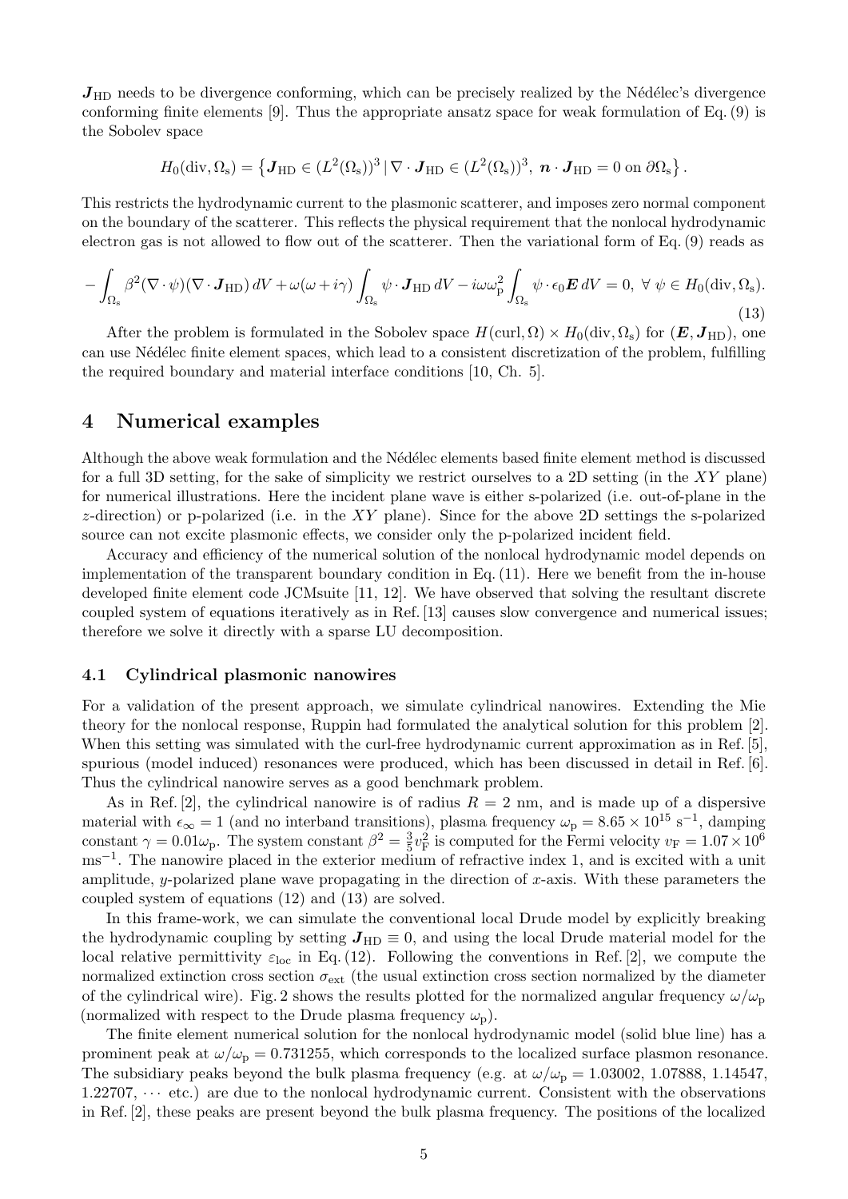$\boldsymbol{J}_{\mathrm{HD}}$ needs to be divergence conforming, which can be precisely realized by the Nédélec's divergence conforming finite elements [9]. Thus the appropriate ansatz space for weak formulation of Eq. (9) is the Sobolev space

$$H_0(\mathrm{div}, \Omega_\mathrm{s}) = \left\{ \boldsymbol{J}_{\mathrm{HD}} \in (L^2(\Omega_\mathrm{s}))^3 \,|\, \nabla \cdot \boldsymbol{J}_{\mathrm{HD}} \in (L^2(\Omega_\mathrm{s}))^3,\ \boldsymbol{n} \cdot \boldsymbol{J}_{\mathrm{HD}} = 0 \text{ on } \partial\Omega_\mathrm{s} \right\}.$$

This restricts the hydrodynamic current to the plasmonic scatterer, and imposes zero normal component on the boundary of the scatterer. This reflects the physical requirement that the nonlocal hydrodynamic electron gas is not allowed to flow out of the scatterer. Then the variational form of Eq. (9) reads as

$$-\int_{\Omega_\mathrm{s}} \beta^2 (\nabla \cdot \psi)(\nabla \cdot \boldsymbol{J}_{\mathrm{HD}})\, dV + \omega(\omega + i\gamma) \int_{\Omega_\mathrm{s}} \psi \cdot \boldsymbol{J}_{\mathrm{HD}}\, dV - i\omega\omega_\mathrm{p}^2 \int_{\Omega_\mathrm{s}} \psi \cdot \epsilon_0 \boldsymbol{E}\, dV = 0,\ \forall\ \psi \in H_0(\mathrm{div}, \Omega_\mathrm{s}). \tag{13}$$

After the problem is formulated in the Sobolev space $H(\mathrm{curl}, \Omega) \times H_0(\mathrm{div}, \Omega_\mathrm{s})$ for $(\boldsymbol{E}, \boldsymbol{J}_{\mathrm{HD}})$, one can use Nédélec finite element spaces, which lead to a consistent discretization of the problem, fulfilling the required boundary and material interface conditions [10, Ch. 5].

## 4 Numerical examples

Although the above weak formulation and the Nédélec elements based finite element method is discussed for a full 3D setting, for the sake of simplicity we restrict ourselves to a 2D setting (in the $XY$ plane) for numerical illustrations. Here the incident plane wave is either s-polarized (i.e. out-of-plane in the $z$-direction) or p-polarized (i.e. in the $XY$ plane). Since for the above 2D settings the s-polarized source can not excite plasmonic effects, we consider only the p-polarized incident field.

Accuracy and efficiency of the numerical solution of the nonlocal hydrodynamic model depends on implementation of the transparent boundary condition in Eq. (11). Here we benefit from the in-house developed finite element code JCMsuite [11, 12]. We have observed that solving the resultant discrete coupled system of equations iteratively as in Ref. [13] causes slow convergence and numerical issues; therefore we solve it directly with a sparse LU decomposition.

### 4.1 Cylindrical plasmonic nanowires

For a validation of the present approach, we simulate cylindrical nanowires. Extending the Mie theory for the nonlocal response, Ruppin had formulated the analytical solution for this problem [2]. When this setting was simulated with the curl-free hydrodynamic current approximation as in Ref. [5], spurious (model induced) resonances were produced, which has been discussed in detail in Ref. [6]. Thus the cylindrical nanowire serves as a good benchmark problem.

As in Ref. [2], the cylindrical nanowire is of radius $R = 2$ nm, and is made up of a dispersive material with $\epsilon_\infty = 1$ (and no interband transitions), plasma frequency $\omega_\mathrm{p} = 8.65 \times 10^{15}\ \mathrm{s}^{-1}$, damping constant $\gamma = 0.01\omega_\mathrm{p}$. The system constant $\beta^2 = \frac{3}{5} v_\mathrm{F}^2$ is computed for the Fermi velocity $v_\mathrm{F} = 1.07 \times 10^6$ $\mathrm{ms}^{-1}$. The nanowire placed in the exterior medium of refractive index 1, and is excited with a unit amplitude, $y$-polarized plane wave propagating in the direction of $x$-axis. With these parameters the coupled system of equations (12) and (13) are solved.

In this frame-work, we can simulate the conventional local Drude model by explicitly breaking the hydrodynamic coupling by setting $\boldsymbol{J}_{\mathrm{HD}} \equiv 0$, and using the local Drude material model for the local relative permittivity $\varepsilon_{\mathrm{loc}}$ in Eq. (12). Following the conventions in Ref. [2], we compute the normalized extinction cross section $\sigma_{\mathrm{ext}}$ (the usual extinction cross section normalized by the diameter of the cylindrical wire). Fig. 2 shows the results plotted for the normalized angular frequency $\omega/\omega_\mathrm{p}$ (normalized with respect to the Drude plasma frequency $\omega_\mathrm{p}$).

The finite element numerical solution for the nonlocal hydrodynamic model (solid blue line) has a prominent peak at $\omega/\omega_\mathrm{p} = 0.731255$, which corresponds to the localized surface plasmon resonance. The subsidiary peaks beyond the bulk plasma frequency (e.g. at $\omega/\omega_\mathrm{p} = 1.03002$, $1.07888$, $1.14547$, $1.22707$, $\cdots$ etc.) are due to the nonlocal hydrodynamic current. Consistent with the observations in Ref. [2], these peaks are present beyond the bulk plasma frequency. The positions of the localized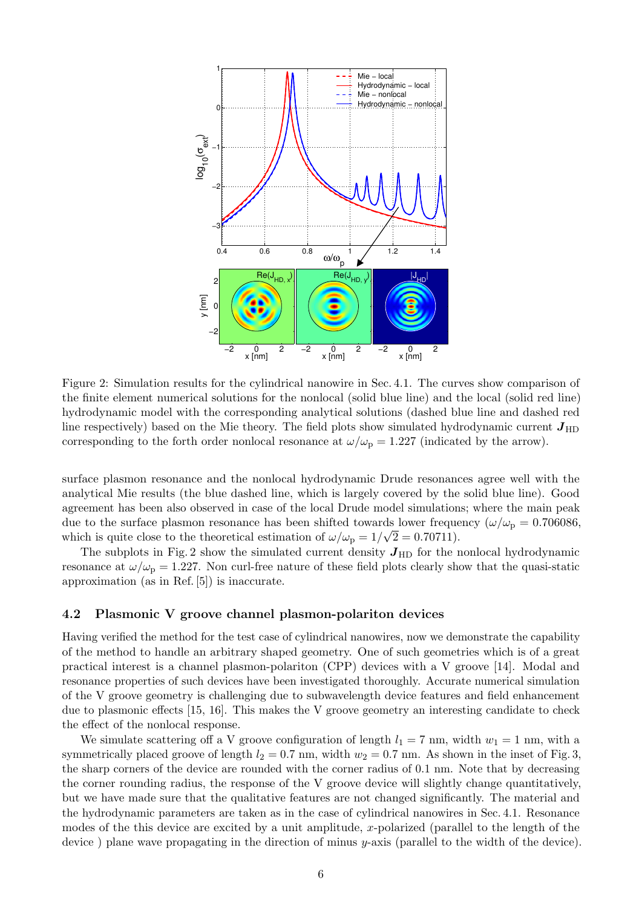Figure 2: Simulation results for the cylindrical nanowire in Sec. 4.1. The curves show comparison of the finite element numerical solutions for the nonlocal (solid blue line) and the local (solid red line) hydrodynamic model with the corresponding analytical solutions (dashed blue line and dashed red line respectively) based on the Mie theory. The field plots show simulated hydrodynamic current $\boldsymbol{J}_{\rm HD}$ corresponding to the forth order nonlocal resonance at $\omega/\omega_{\rm p} = 1.227$ (indicated by the arrow).

surface plasmon resonance and the nonlocal hydrodynamic Drude resonances agree well with the analytical Mie results (the blue dashed line, which is largely covered by the solid blue line). Good agreement has been also observed in case of the local Drude model simulations; where the main peak due to the surface plasmon resonance has been shifted towards lower frequency ($\omega/\omega_{\rm p} = 0.706086$, which is quite close to the theoretical estimation of $\omega/\omega_{\rm p} = 1/\sqrt{2} = 0.70711$).

The subplots in Fig. 2 show the simulated current density $\boldsymbol{J}_{\rm HD}$ for the nonlocal hydrodynamic resonance at $\omega/\omega_{\rm p} = 1.227$. Non curl-free nature of these field plots clearly show that the quasi-static approximation (as in Ref. [5]) is inaccurate.

### 4.2 Plasmonic V groove channel plasmon-polariton devices

Having verified the method for the test case of cylindrical nanowires, now we demonstrate the capability of the method to handle an arbitrary shaped geometry. One of such geometries which is of a great practical interest is a channel plasmon-polariton (CPP) devices with a V groove [14]. Modal and resonance properties of such devices have been investigated thoroughly. Accurate numerical simulation of the V groove geometry is challenging due to subwavelength device features and field enhancement due to plasmonic effects [15, 16]. This makes the V groove geometry an interesting candidate to check the effect of the nonlocal response.

We simulate scattering off a V groove configuration of length $l_1 = 7$ nm, width $w_1 = 1$ nm, with a symmetrically placed groove of length $l_2 = 0.7$ nm, width $w_2 = 0.7$ nm. As shown in the inset of Fig. 3, the sharp corners of the device are rounded with the corner radius of 0.1 nm. Note that by decreasing the corner rounding radius, the response of the V groove device will slightly change quantitatively, but we have made sure that the qualitative features are not changed significantly. The material and the hydrodynamic parameters are taken as in the case of cylindrical nanowires in Sec. 4.1. Resonance modes of the this device are excited by a unit amplitude, $x$-polarized (parallel to the length of the device ) plane wave propagating in the direction of minus $y$-axis (parallel to the width of the device).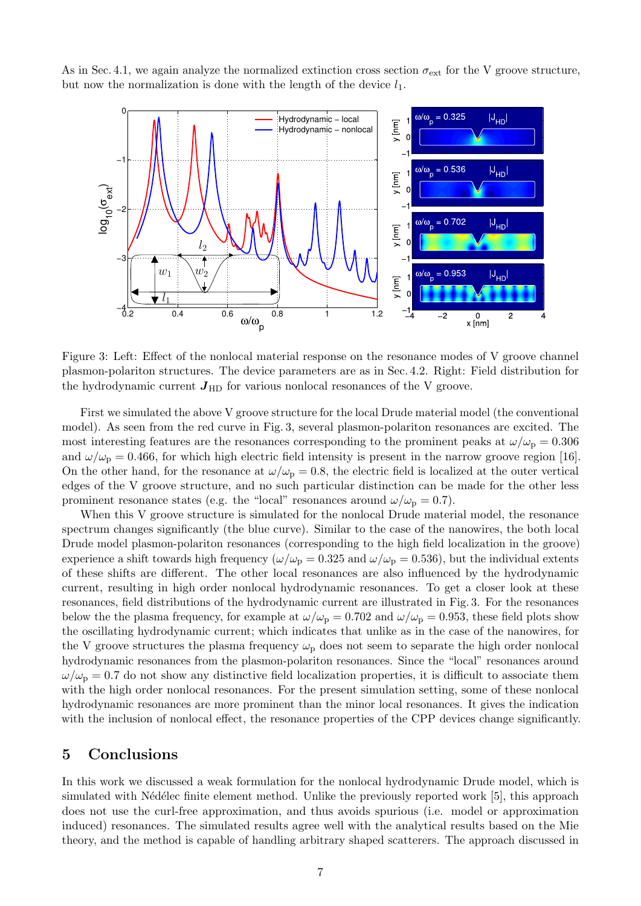As in Sec. 4.1, we again analyze the normalized extinction cross section $\sigma_{\mathrm{ext}}$ for the V groove structure, but now the normalization is done with the length of the device $l_1$.

Figure 3: Left: Effect of the nonlocal material response on the resonance modes of V groove channel plasmon-polariton structures. The device parameters are as in Sec. 4.2. Right: Field distribution for the hydrodynamic current $\boldsymbol{J}_{\mathrm{HD}}$ for various nonlocal resonances of the V groove.

First we simulated the above V groove structure for the local Drude material model (the conventional model). As seen from the red curve in Fig. 3, several plasmon-polariton resonances are excited. The most interesting features are the resonances corresponding to the prominent peaks at $\omega/\omega_{\mathrm{p}} = 0.306$ and $\omega/\omega_{\mathrm{p}} = 0.466$, for which high electric field intensity is present in the narrow groove region [16]. On the other hand, for the resonance at $\omega/\omega_{\mathrm{p}} = 0.8$, the electric field is localized at the outer vertical edges of the V groove structure, and no such particular distinction can be made for the other less prominent resonance states (e.g. the "local" resonances around $\omega/\omega_{\mathrm{p}} = 0.7$).

When this V groove structure is simulated for the nonlocal Drude material model, the resonance spectrum changes significantly (the blue curve). Similar to the case of the nanowires, the both local Drude model plasmon-polariton resonances (corresponding to the high field localization in the groove) experience a shift towards high frequency ($\omega/\omega_{\mathrm{p}} = 0.325$ and $\omega/\omega_{\mathrm{p}} = 0.536$), but the individual extents of these shifts are different. The other local resonances are also influenced by the hydrodynamic current, resulting in high order nonlocal hydrodynamic resonances. To get a closer look at these resonances, field distributions of the hydrodynamic current are illustrated in Fig. 3. For the resonances below the the plasma frequency, for example at $\omega/\omega_{\mathrm{p}} = 0.702$ and $\omega/\omega_{\mathrm{p}} = 0.953$, these field plots show the oscillating hydrodynamic current; which indicates that unlike as in the case of the nanowires, for the V groove structures the plasma frequency $\omega_{\mathrm{p}}$ does not seem to separate the high order nonlocal hydrodynamic resonances from the plasmon-polariton resonances. Since the "local" resonances around $\omega/\omega_{\mathrm{p}} = 0.7$ do not show any distinctive field localization properties, it is difficult to associate them with the high order nonlocal resonances. For the present simulation setting, some of these nonlocal hydrodynamic resonances are more prominent than the minor local resonances. It gives the indication with the inclusion of nonlocal effect, the resonance properties of the CPP devices change significantly.

## 5 Conclusions

In this work we discussed a weak formulation for the nonlocal hydrodynamic Drude model, which is simulated with Nédélec finite element method. Unlike the previously reported work [5], this approach does not use the curl-free approximation, and thus avoids spurious (i.e. model or approximation induced) resonances. The simulated results agree well with the analytical results based on the Mie theory, and the method is capable of handling arbitrary shaped scatterers. The approach discussed in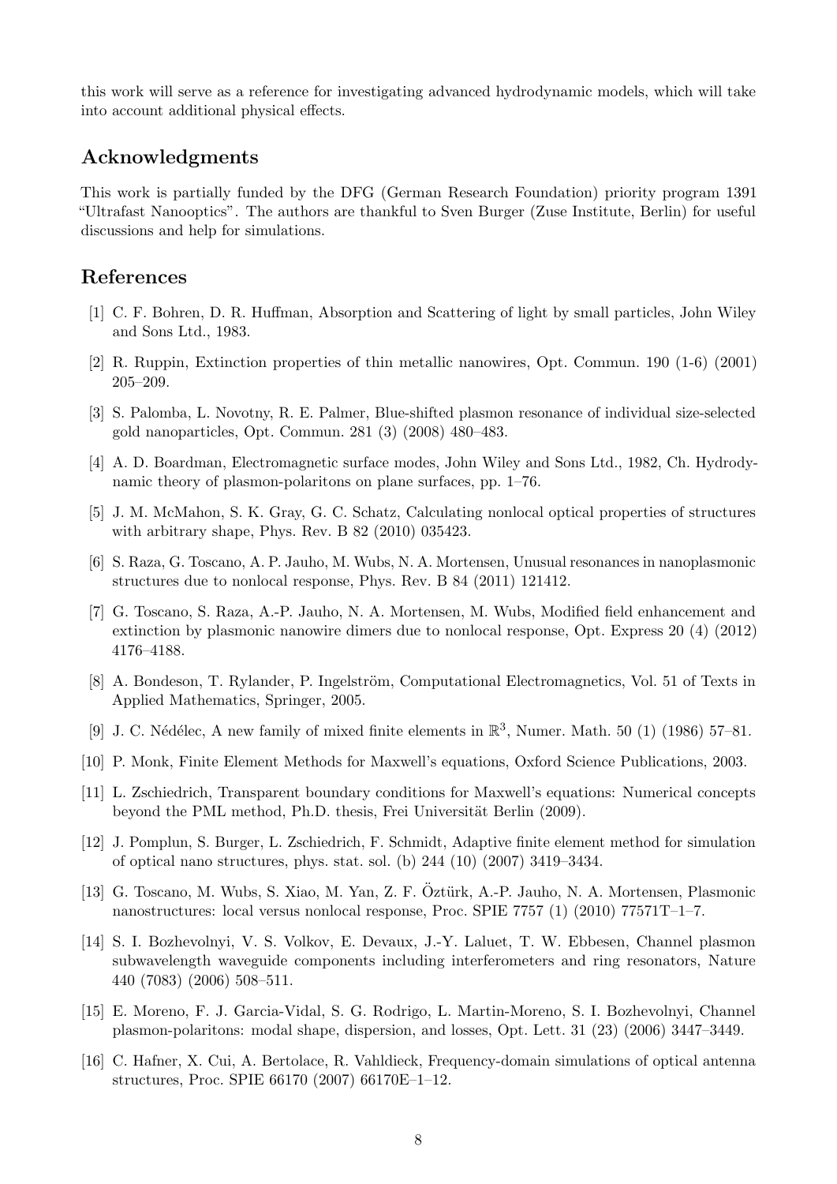this work will serve as a reference for investigating advanced hydrodynamic models, which will take into account additional physical effects.

## Acknowledgments

This work is partially funded by the DFG (German Research Foundation) priority program 1391 "Ultrafast Nanooptics". The authors are thankful to Sven Burger (Zuse Institute, Berlin) for useful discussions and help for simulations.

## References

[1] C. F. Bohren, D. R. Huffman, Absorption and Scattering of light by small particles, John Wiley and Sons Ltd., 1983.

[2] R. Ruppin, Extinction properties of thin metallic nanowires, Opt. Commun. 190 (1-6) (2001) 205–209.

[3] S. Palomba, L. Novotny, R. E. Palmer, Blue-shifted plasmon resonance of individual size-selected gold nanoparticles, Opt. Commun. 281 (3) (2008) 480–483.

[4] A. D. Boardman, Electromagnetic surface modes, John Wiley and Sons Ltd., 1982, Ch. Hydrodynamic theory of plasmon-polaritons on plane surfaces, pp. 1–76.

[5] J. M. McMahon, S. K. Gray, G. C. Schatz, Calculating nonlocal optical properties of structures with arbitrary shape, Phys. Rev. B 82 (2010) 035423.

[6] S. Raza, G. Toscano, A. P. Jauho, M. Wubs, N. A. Mortensen, Unusual resonances in nanoplasmonic structures due to nonlocal response, Phys. Rev. B 84 (2011) 121412.

[7] G. Toscano, S. Raza, A.-P. Jauho, N. A. Mortensen, M. Wubs, Modified field enhancement and extinction by plasmonic nanowire dimers due to nonlocal response, Opt. Express 20 (4) (2012) 4176–4188.

[8] A. Bondeson, T. Rylander, P. Ingelström, Computational Electromagnetics, Vol. 51 of Texts in Applied Mathematics, Springer, 2005.

[9] J. C. Nédélec, A new family of mixed finite elements in $\mathbb{R}^3$, Numer. Math. 50 (1) (1986) 57–81.

[10] P. Monk, Finite Element Methods for Maxwell's equations, Oxford Science Publications, 2003.

[11] L. Zschiedrich, Transparent boundary conditions for Maxwell's equations: Numerical concepts beyond the PML method, Ph.D. thesis, Frei Universität Berlin (2009).

[12] J. Pomplun, S. Burger, L. Zschiedrich, F. Schmidt, Adaptive finite element method for simulation of optical nano structures, phys. stat. sol. (b) 244 (10) (2007) 3419–3434.

[13] G. Toscano, M. Wubs, S. Xiao, M. Yan, Z. F. Öztürk, A.-P. Jauho, N. A. Mortensen, Plasmonic nanostructures: local versus nonlocal response, Proc. SPIE 7757 (1) (2010) 77571T–1–7.

[14] S. I. Bozhevolnyi, V. S. Volkov, E. Devaux, J.-Y. Laluet, T. W. Ebbesen, Channel plasmon subwavelength waveguide components including interferometers and ring resonators, Nature 440 (7083) (2006) 508–511.

[15] E. Moreno, F. J. Garcia-Vidal, S. G. Rodrigo, L. Martin-Moreno, S. I. Bozhevolnyi, Channel plasmon-polaritons: modal shape, dispersion, and losses, Opt. Lett. 31 (23) (2006) 3447–3449.

[16] C. Hafner, X. Cui, A. Bertolace, R. Vahldieck, Frequency-domain simulations of optical antenna structures, Proc. SPIE 66170 (2007) 66170E–1–12.